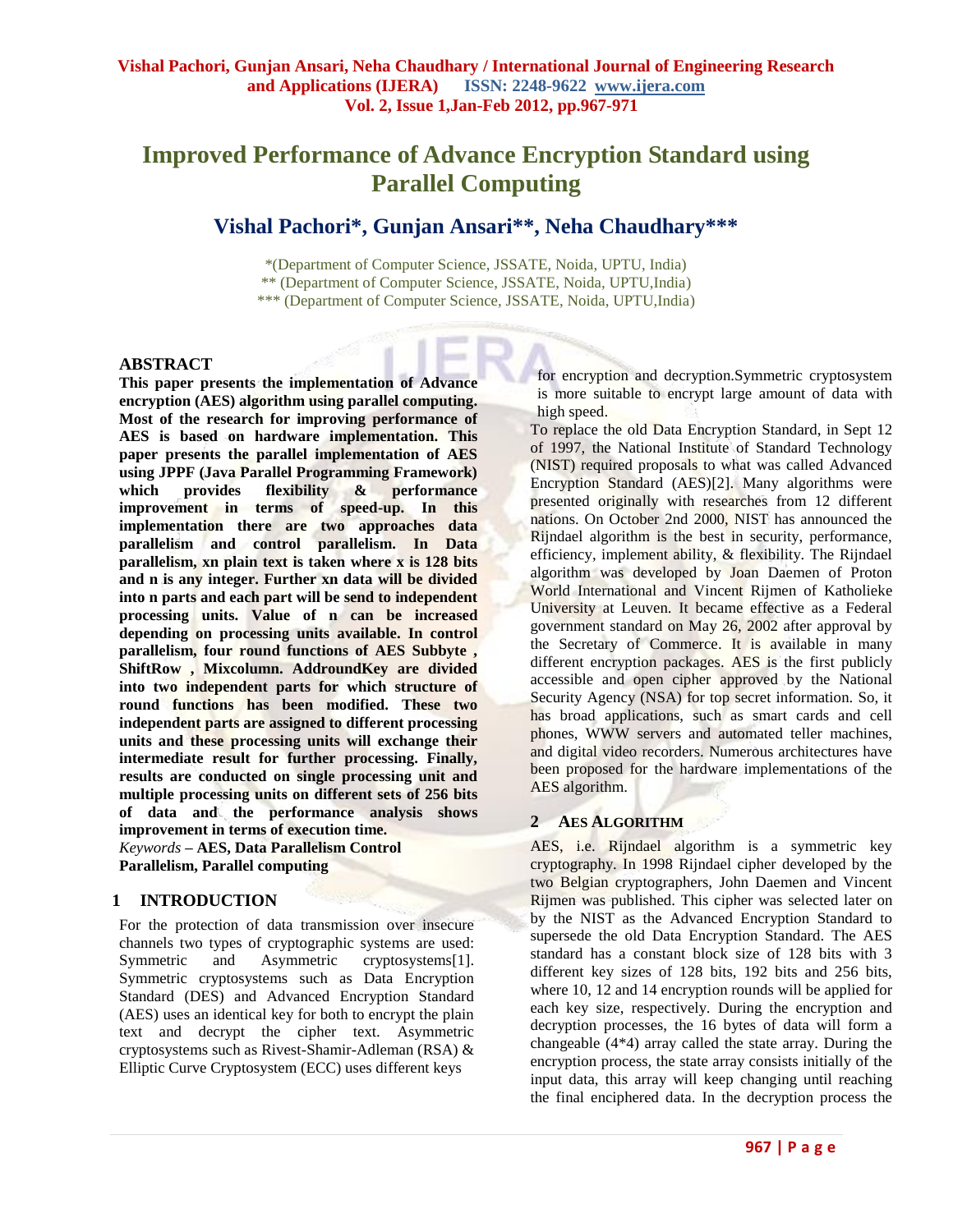# Improved Performance of Advance Encryption Standard using Parallel Computing

## Vishal Pachori*, Gunjan Ansari**, Neha Chaudhary***

*(Department of Computer Science, JSSATE, Noida, UPTU, India)
** (Department of Computer Science, JSSATE, Noida, UPTU,India)
*** (Department of Computer Science, JSSATE, Noida, UPTU,India)

### ABSTRACT

**This paper presents the implementation of Advance encryption (AES) algorithm using parallel computing. Most of the research for improving performance of AES is based on hardware implementation. This paper presents the parallel implementation of AES using JPPF (Java Parallel Programming Framework) which provides flexibility & performance improvement in terms of speed-up. In this implementation there are two approaches data parallelism and control parallelism. In Data parallelism, xn plain text is taken where x is 128 bits and n is any integer. Further xn data will be divided into n parts and each part will be send to independent processing units. Value of n can be increased depending on processing units available. In control parallelism, four round functions of AES Subbyte , ShiftRow , Mixcolumn. AddroundKey are divided into two independent parts for which structure of round functions has been modified. These two independent parts are assigned to different processing units and these processing units will exchange their intermediate result for further processing. Finally, results are conducted on single processing unit and multiple processing units on different sets of 256 bits of data and the performance analysis shows improvement in terms of execution time.**

*Keywords* – **AES, Data Parallelism Control Parallelism, Parallel computing**

## 1 INTRODUCTION

For the protection of data transmission over insecure channels two types of cryptographic systems are used: Symmetric and Asymmetric cryptosystems[1]. Symmetric cryptosystems such as Data Encryption Standard (DES) and Advanced Encryption Standard (AES) uses an identical key for both to encrypt the plain text and decrypt the cipher text. Asymmetric cryptosystems such as Rivest-Shamir-Adleman (RSA) & Elliptic Curve Cryptosystem (ECC) uses different keys for encryption and decryption.Symmetric cryptosystem is more suitable to encrypt large amount of data with high speed.

To replace the old Data Encryption Standard, in Sept 12 of 1997, the National Institute of Standard Technology (NIST) required proposals to what was called Advanced Encryption Standard (AES)[2]. Many algorithms were presented originally with researches from 12 different nations. On October 2nd 2000, NIST has announced the Rijndael algorithm is the best in security, performance, efficiency, implement ability, & flexibility. The Rijndael algorithm was developed by Joan Daemen of Proton World International and Vincent Rijmen of Katholieke University at Leuven. It became effective as a Federal government standard on May 26, 2002 after approval by the Secretary of Commerce. It is available in many different encryption packages. AES is the first publicly accessible and open cipher approved by the National Security Agency (NSA) for top secret information. So, it has broad applications, such as smart cards and cell phones, WWW servers and automated teller machines, and digital video recorders. Numerous architectures have been proposed for the hardware implementations of the AES algorithm.

## 2 AES ALGORITHM

AES, i.e. Rijndael algorithm is a symmetric key cryptography. In 1998 Rijndael cipher developed by the two Belgian cryptographers, John Daemen and Vincent Rijmen was published. This cipher was selected later on by the NIST as the Advanced Encryption Standard to supersede the old Data Encryption Standard. The AES standard has a constant block size of 128 bits with 3 different key sizes of 128 bits, 192 bits and 256 bits, where 10, 12 and 14 encryption rounds will be applied for each key size, respectively. During the encryption and decryption processes, the 16 bytes of data will form a changeable (4*4) array called the state array. During the encryption process, the state array consists initially of the input data, this array will keep changing until reaching the final enciphered data. In the decryption process the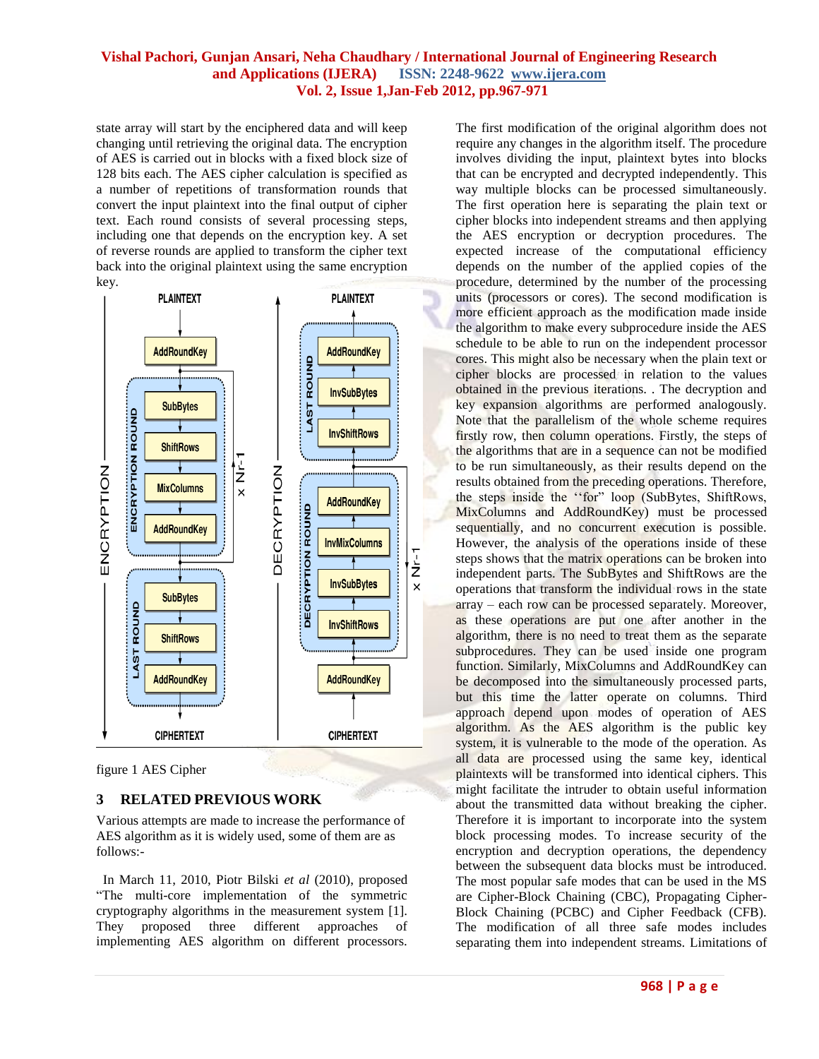state array will start by the enciphered data and will keep changing until retrieving the original data. The encryption of AES is carried out in blocks with a fixed block size of 128 bits each. The AES cipher calculation is specified as a number of repetitions of transformation rounds that convert the input plaintext into the final output of cipher text. Each round consists of several processing steps, including one that depends on the encryption key. A set of reverse rounds are applied to transform the cipher text back into the original plaintext using the same encryption key.

PLAINTEXT
AddRoundKey
SubBytes
ShiftRows
MixColumns
AddRoundKey
ENCRYPTION ROUND
x Nr-1
SubBytes
ShiftRows
AddRoundKey
LAST ROUND
CIPHERTEXT
ENCRYPTION

PLAINTEXT
AddRoundKey
InvSubBytes
InvShiftRows
LAST ROUND
AddRoundKey
InvMixColumns
InvSubBytes
InvShiftRows
DECRYPTION ROUND
x Nr-1
AddRoundKey
CIPHERTEXT
DECRYPTION

figure 1 AES Cipher

## 3 RELATED PREVIOUS WORK

Various attempts are made to increase the performance of AES algorithm as it is widely used, some of them are as follows:-

In March 11, 2010, Piotr Bilski *et al* (2010), proposed "The multi-core implementation of the symmetric cryptography algorithms in the measurement system [1]. They proposed three different approaches of implementing AES algorithm on different processors. The first modification of the original algorithm does not require any changes in the algorithm itself. The procedure involves dividing the input, plaintext bytes into blocks that can be encrypted and decrypted independently. This way multiple blocks can be processed simultaneously. The first operation here is separating the plain text or cipher blocks into independent streams and then applying the AES encryption or decryption procedures. The expected increase of the computational efficiency depends on the number of the applied copies of the procedure, determined by the number of the processing units (processors or cores). The second modification is more efficient approach as the modification made inside the algorithm to make every subprocedure inside the AES schedule to be able to run on the independent processor cores. This might also be necessary when the plain text or cipher blocks are processed in relation to the values obtained in the previous iterations. . The decryption and key expansion algorithms are performed analogously. Note that the parallelism of the whole scheme requires firstly row, then column operations. Firstly, the steps of the algorithms that are in a sequence can not be modified to be run simultaneously, as their results depend on the results obtained from the preceding operations. Therefore, the steps inside the ''for'' loop (SubBytes, ShiftRows, MixColumns and AddRoundKey) must be processed sequentially, and no concurrent execution is possible. However, the analysis of the operations inside of these steps shows that the matrix operations can be broken into independent parts. The SubBytes and ShiftRows are the operations that transform the individual rows in the state array – each row can be processed separately. Moreover, as these operations are put one after another in the algorithm, there is no need to treat them as the separate subprocedures. They can be used inside one program function. Similarly, MixColumns and AddRoundKey can be decomposed into the simultaneously processed parts, but this time the latter operate on columns. Third approach depend upon modes of operation of AES algorithm. As the AES algorithm is the public key system, it is vulnerable to the mode of the operation. As all data are processed using the same key, identical plaintexts will be transformed into identical ciphers. This might facilitate the intruder to obtain useful information about the transmitted data without breaking the cipher. Therefore it is important to incorporate into the system block processing modes. To increase security of the encryption and decryption operations, the dependency between the subsequent data blocks must be introduced. The most popular safe modes that can be used in the MS are Cipher-Block Chaining (CBC), Propagating Cipher-Block Chaining (PCBC) and Cipher Feedback (CFB). The modification of all three safe modes includes separating them into independent streams. Limitations of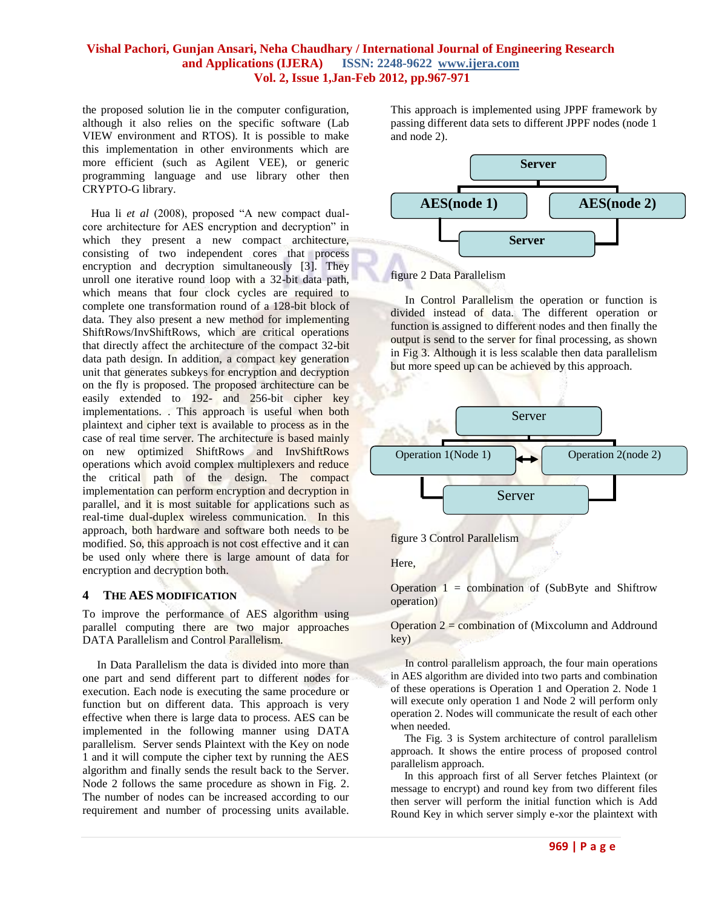the proposed solution lie in the computer configuration, although it also relies on the specific software (Lab VIEW environment and RTOS). It is possible to make this implementation in other environments which are more efficient (such as Agilent VEE), or generic programming language and use library other then CRYPTO-G library.

Hua li *et al* (2008), proposed "A new compact dual-core architecture for AES encryption and decryption" in which they present a new compact architecture, consisting of two independent cores that process encryption and decryption simultaneously [3]. They unroll one iterative round loop with a 32-bit data path, which means that four clock cycles are required to complete one transformation round of a 128-bit block of data. They also present a new method for implementing ShiftRows/InvShiftRows, which are critical operations that directly affect the architecture of the compact 32-bit data path design. In addition, a compact key generation unit that generates subkeys for encryption and decryption on the fly is proposed. The proposed architecture can be easily extended to 192- and 256-bit cipher key implementations. . This approach is useful when both plaintext and cipher text is available to process as in the case of real time server. The architecture is based mainly on new optimized ShiftRows and InvShiftRows operations which avoid complex multiplexers and reduce the critical path of the design. The compact implementation can perform encryption and decryption in parallel, and it is most suitable for applications such as real-time dual-duplex wireless communication. In this approach, both hardware and software both needs to be modified. So, this approach is not cost effective and it can be used only where there is large amount of data for encryption and decryption both.

## 4 THE AES MODIFICATION

To improve the performance of AES algorithm using parallel computing there are two major approaches DATA Parallelism and Control Parallelism.

In Data Parallelism the data is divided into more than one part and send different part to different nodes for execution. Each node is executing the same procedure or function but on different data. This approach is very effective when there is large data to process. AES can be implemented in the following manner using DATA parallelism. Server sends Plaintext with the Key on node 1 and it will compute the cipher text by running the AES algorithm and finally sends the result back to the Server. Node 2 follows the same procedure as shown in Fig. 2. The number of nodes can be increased according to our requirement and number of processing units available. This approach is implemented using JPPF framework by passing different data sets to different JPPF nodes (node 1 and node 2).

Server

AES(node 1) AES(node 2)

Server

figure 2 Data Parallelism

In Control Parallelism the operation or function is divided instead of data. The different operation or function is assigned to different nodes and then finally the output is send to the server for final processing, as shown in Fig 3. Although it is less scalable then data parallelism but more speed up can be achieved by this approach.

Server

Operation 1(Node 1) Operation 2(node 2)

Server

figure 3 Control Parallelism

Here,

Operation 1 = combination of (SubByte and Shiftrow operation)

Operation 2 = combination of (Mixcolumn and Addround key)

In control parallelism approach, the four main operations in AES algorithm are divided into two parts and combination of these operations is Operation 1 and Operation 2. Node 1 will execute only operation 1 and Node 2 will perform only operation 2. Nodes will communicate the result of each other when needed.

The Fig. 3 is System architecture of control parallelism approach. It shows the entire process of proposed control parallelism approach.

In this approach first of all Server fetches Plaintext (or message to encrypt) and round key from two different files then server will perform the initial function which is Add Round Key in which server simply e-xor the plaintext with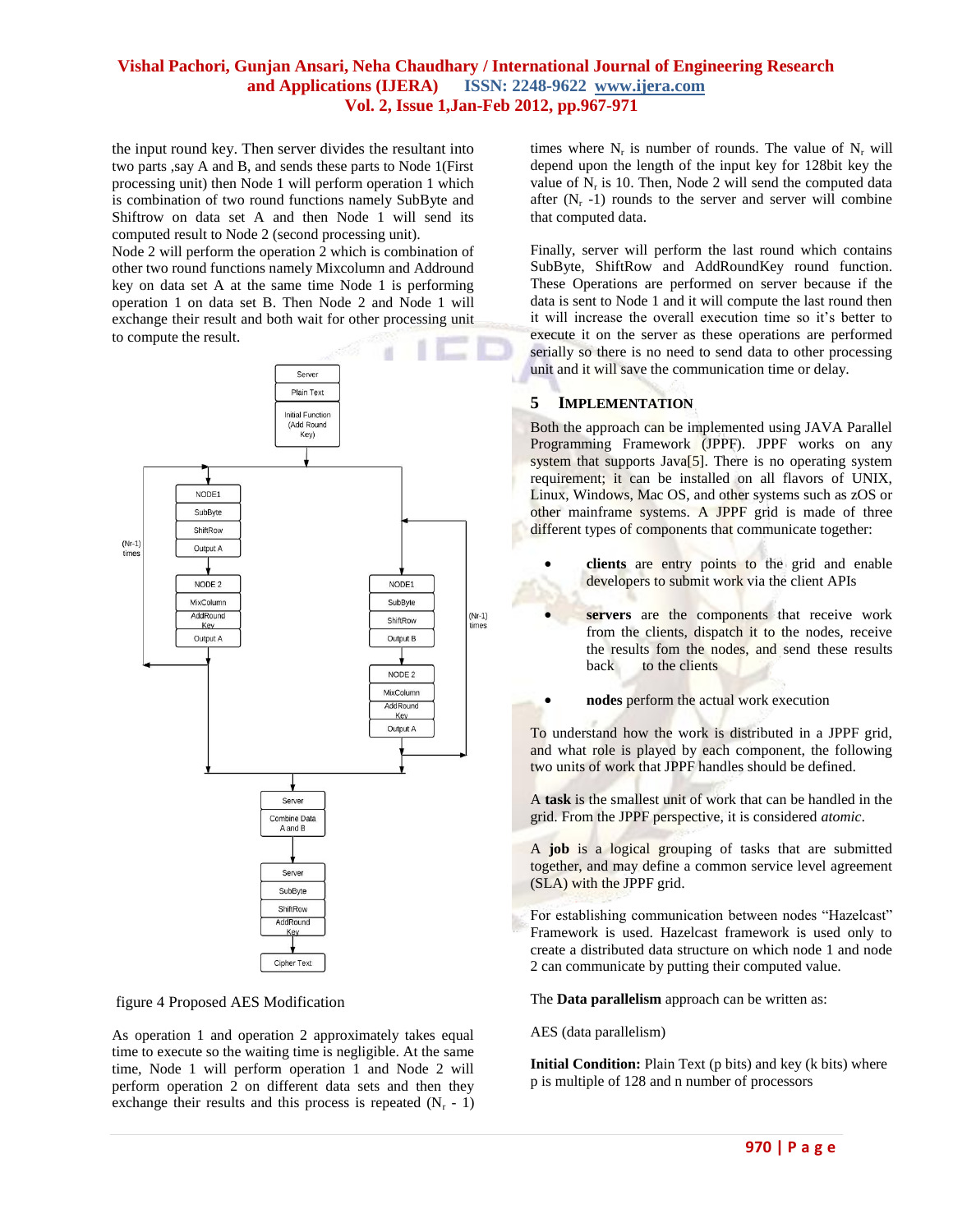the input round key. Then server divides the resultant into two parts ,say A and B, and sends these parts to Node 1(First processing unit) then Node 1 will perform operation 1 which is combination of two round functions namely SubByte and Shiftrow on data set A and then Node 1 will send its computed result to Node 2 (second processing unit).
Node 2 will perform the operation 2 which is combination of other two round functions namely Mixcolumn and Addround key on data set A at the same time Node 1 is performing operation 1 on data set B. Then Node 2 and Node 1 will exchange their result and both wait for other processing unit to compute the result.

figure 4 Proposed AES Modification

As operation 1 and operation 2 approximately takes equal time to execute so the waiting time is negligible. At the same time, Node 1 will perform operation 1 and Node 2 will perform operation 2 on different data sets and then they exchange their results and this process is repeated ($N_r$ - 1) times where $N_r$ is number of rounds. The value of $N_r$ will depend upon the length of the input key for 128bit key the value of $N_r$ is 10. Then, Node 2 will send the computed data after ($N_r$ -1) rounds to the server and server will combine that computed data.

Finally, server will perform the last round which contains SubByte, ShiftRow and AddRoundKey round function. These Operations are performed on server because if the data is sent to Node 1 and it will compute the last round then it will increase the overall execution time so it's better to execute it on the server as these operations are performed serially so there is no need to send data to other processing unit and it will save the communication time or delay.

## 5 IMPLEMENTATION

Both the approach can be implemented using JAVA Parallel Programming Framework (JPPF). JPPF works on any system that supports Java[5]. There is no operating system requirement; it can be installed on all flavors of UNIX, Linux, Windows, Mac OS, and other systems such as zOS or other mainframe systems. A JPPF grid is made of three different types of components that communicate together:

- **clients** are entry points to the grid and enable developers to submit work via the client APIs
- **servers** are the components that receive work from the clients, dispatch it to the nodes, receive the results fom the nodes, and send these results back to the clients
- **nodes** perform the actual work execution

To understand how the work is distributed in a JPPF grid, and what role is played by each component, the following two units of work that JPPF handles should be defined.

A **task** is the smallest unit of work that can be handled in the grid. From the JPPF perspective, it is considered *atomic*.

A **job** is a logical grouping of tasks that are submitted together, and may define a common service level agreement (SLA) with the JPPF grid.

For establishing communication between nodes "Hazelcast" Framework is used. Hazelcast framework is used only to create a distributed data structure on which node 1 and node 2 can communicate by putting their computed value.

The **Data parallelism** approach can be written as:

AES (data parallelism)

**Initial Condition:** Plain Text (p bits) and key (k bits) where p is multiple of 128 and n number of processors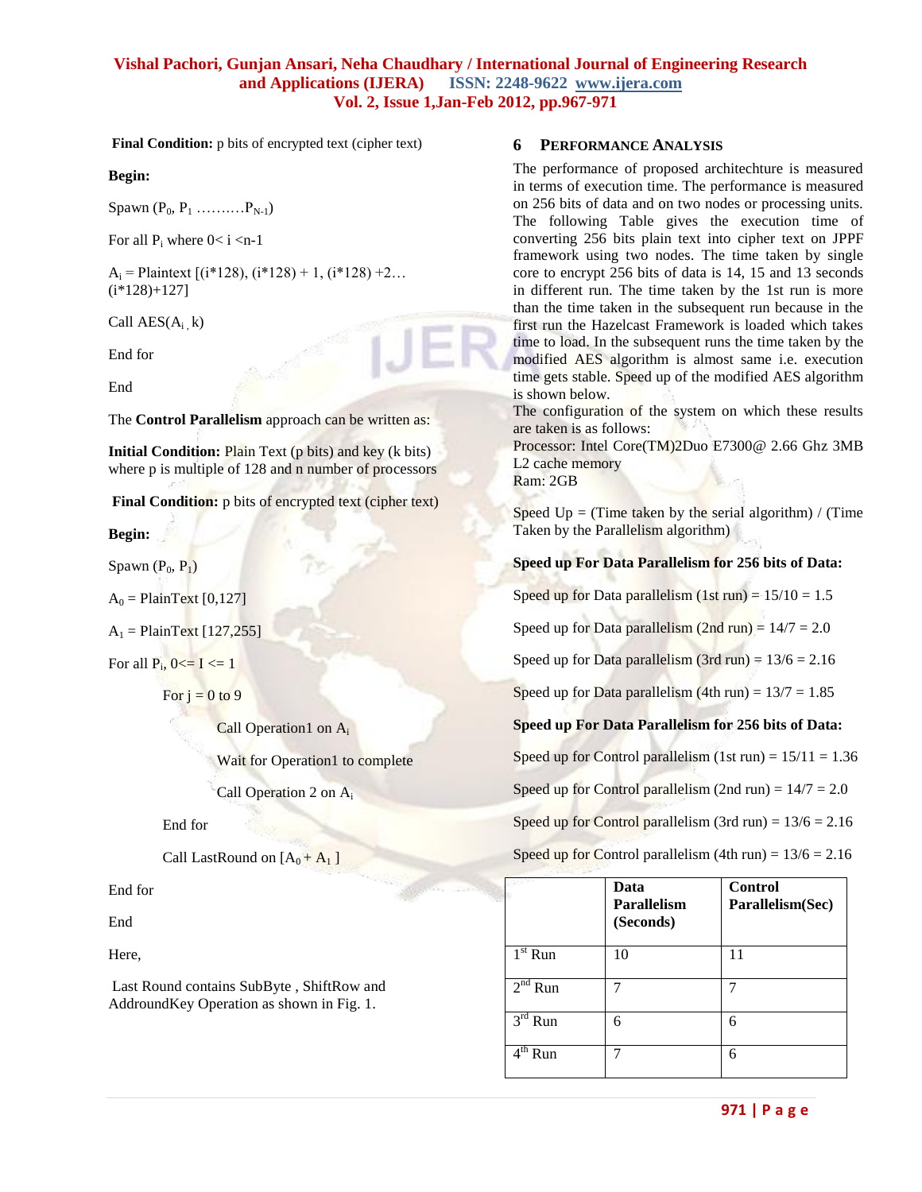**Final Condition:** p bits of encrypted text (cipher text)

**Begin:**

Spawn ($P_0$, $P_1$ ……….$P_{N-1}$)

For all $P_i$ where 0< i <n-1

$A_i$ = Plaintext [(i*128), (i*128) + 1, (i*128) +2… (i*128)+127]

Call AES($A_i$, k)

End for

End

The **Control Parallelism** approach can be written as:

**Initial Condition:** Plain Text (p bits) and key (k bits) where p is multiple of 128 and n number of processors

**Final Condition:** p bits of encrypted text (cipher text)

**Begin:**

Spawn ($P_0$, $P_1$)

$A_0$ = PlainText [0,127]

$A_1$ = PlainText [127,255]

For all $P_i$, 0<= I <= 1

For j = 0 to 9

Call Operation1 on $A_i$

Wait for Operation1 to complete

Call Operation 2 on $A_i$

End for

Call LastRound on [$A_0$ + $A_1$ ]

End for

End

Here,

Last Round contains SubByte , ShiftRow and AddroundKey Operation as shown in Fig. 1.

## 6 PERFORMANCE ANALYSIS

The performance of proposed architechture is measured in terms of execution time. The performance is measured on 256 bits of data and on two nodes or processing units. The following Table gives the execution time of converting 256 bits plain text into cipher text on JPPF framework using two nodes. The time taken by single core to encrypt 256 bits of data is 14, 15 and 13 seconds in different run. The time taken by the 1st run is more than the time taken in the subsequent run because in the first run the Hazelcast Framework is loaded which takes time to load. In the subsequent runs the time taken by the modified AES algorithm is almost same i.e. execution time gets stable. Speed up of the modified AES algorithm is shown below.

The configuration of the system on which these results are taken is as follows:

Processor: Intel Core(TM)2Duo E7300@ 2.66 Ghz 3MB L2 cache memory

Ram: 2GB

Speed Up = (Time taken by the serial algorithm) / (Time Taken by the Parallelism algorithm)

**Speed up For Data Parallelism for 256 bits of Data:**

Speed up for Data parallelism (1st run) = 15/10 = 1.5

Speed up for Data parallelism (2nd run) = 14/7 = 2.0

Speed up for Data parallelism (3rd run) = 13/6 = 2.16

Speed up for Data parallelism (4th run) = 13/7 = 1.85

**Speed up For Data Parallelism for 256 bits of Data:**

Speed up for Control parallelism (1st run) = 15/11 = 1.36

Speed up for Control parallelism (2nd run) = 14/7 = 2.0

Speed up for Control parallelism (3rd run) = 13/6 = 2.16

Speed up for Control parallelism (4th run) = 13/6 = 2.16

| | **Data Parallelism (Seconds)** | **Control Parallelism(Sec)** |
|---|---|---|
| 1st Run | 10 | 11 |
| 2nd Run | 7 | 7 |
| 3rd Run | 6 | 6 |
| 4th Run | 7 | 6 |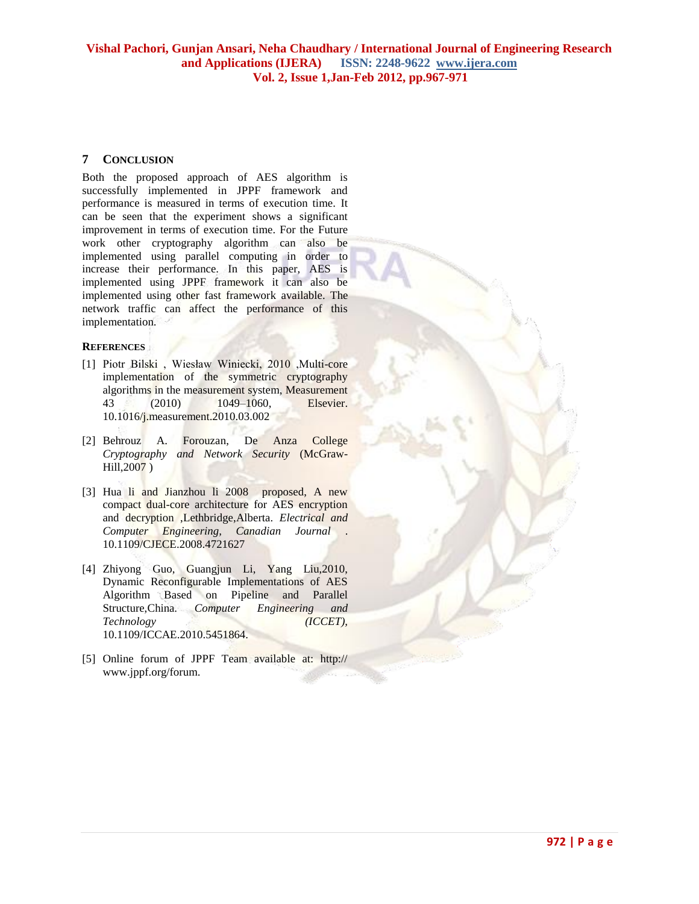## 7 Conclusion

Both the proposed approach of AES algorithm is successfully implemented in JPPF framework and performance is measured in terms of execution time. It can be seen that the experiment shows a significant improvement in terms of execution time. For the Future work other cryptography algorithm can also be implemented using parallel computing in order to increase their performance. In this paper, AES is implemented using JPPF framework it can also be implemented using other fast framework available. The network traffic can affect the performance of this implementation.

## References

[1] Piotr Bilski , Wiesław Winiecki, 2010 ,Multi-core implementation of the symmetric cryptography algorithms in the measurement system, Measurement 43 (2010) 1049–1060, Elsevier. 10.1016/j.measurement.2010.03.002

[2] Behrouz A. Forouzan, De Anza College *Cryptography and Network Security* (McGraw-Hill,2007 )

[3] Hua li and Jianzhou li 2008 proposed, A new compact dual-core architecture for AES encryption and decryption ,Lethbridge,Alberta. *Electrical and Computer Engineering, Canadian Journal* . 10.1109/CJECE.2008.4721627

[4] Zhiyong Guo, Guangjun Li, Yang Liu,2010, Dynamic Reconfigurable Implementations of AES Algorithm Based on Pipeline and Parallel Structure,China. *Computer Engineering and Technology (ICCET),* 10.1109/ICCAE.2010.5451864.

[5] Online forum of JPPF Team available at: http:// www.jppf.org/forum.